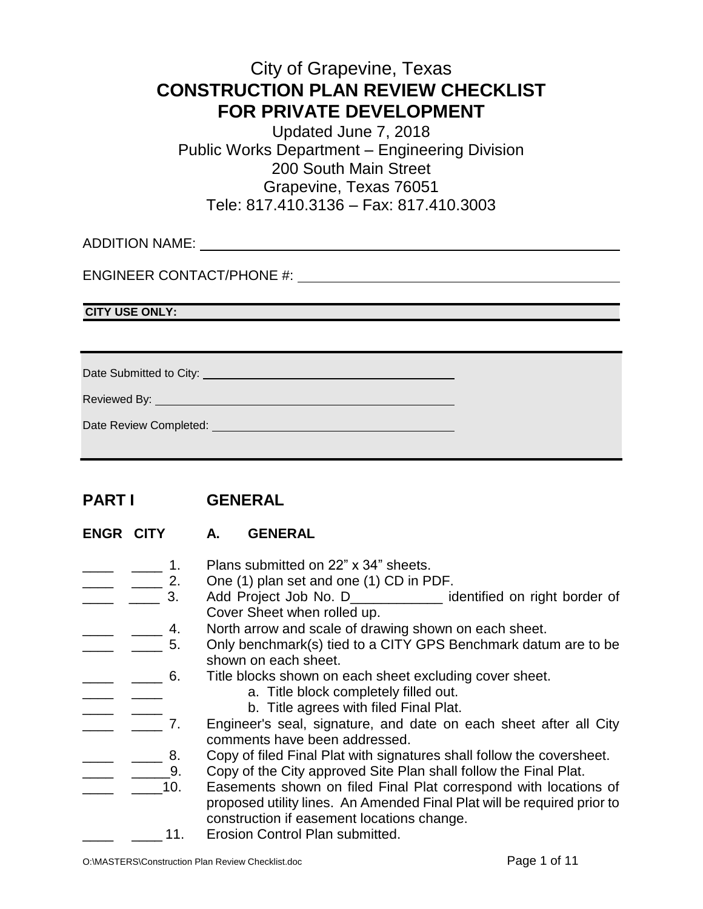# City of Grapevine, Texas
# CONSTRUCTION PLAN REVIEW CHECKLIST FOR PRIVATE DEVELOPMENT

Updated June 7, 2018
Public Works Department – Engineering Division
200 South Main Street
Grapevine, Texas 76051
Tele: 817.410.3136 – Fax: 817.410.3003

ADDITION NAME: ______________________________________________

ENGINEER CONTACT/PHONE #: ______________________________________

**CITY USE ONLY:**

Date Submitted to City: ______________________________

Reviewed By: ______________________________

Date Review Completed: ______________________________

## PART I GENERAL

### ENGR CITY A. GENERAL

| ENGR | CITY | | |
|---|---|---|---|
| ____ | ____ | 1. | Plans submitted on 22" x 34" sheets. |
| ____ | ____ | 2. | One (1) plan set and one (1) CD in PDF. |
| ____ | ____ | 3. | Add Project Job No. D____________ identified on right border of Cover Sheet when rolled up. |
| ____ | ____ | 4. | North arrow and scale of drawing shown on each sheet. |
| ____ | ____ | 5. | Only benchmark(s) tied to a CITY GPS Benchmark datum are to be shown on each sheet. |
| ____ | ____ | 6. | Title blocks shown on each sheet excluding cover sheet. |
| ____ | ____ | | a. Title block completely filled out. |
| ____ | ____ | | b. Title agrees with filed Final Plat. |
| ____ | ____ | 7. | Engineer's seal, signature, and date on each sheet after all City comments have been addressed. |
| ____ | ____ | 8. | Copy of filed Final Plat with signatures shall follow the coversheet. |
| ____ | ____ | 9. | Copy of the City approved Site Plan shall follow the Final Plat. |
| ____ | ____ | 10. | Easements shown on filed Final Plat correspond with locations of proposed utility lines. An Amended Final Plat will be required prior to construction if easement locations change. |
| ____ | ____ | 11. | Erosion Control Plan submitted. |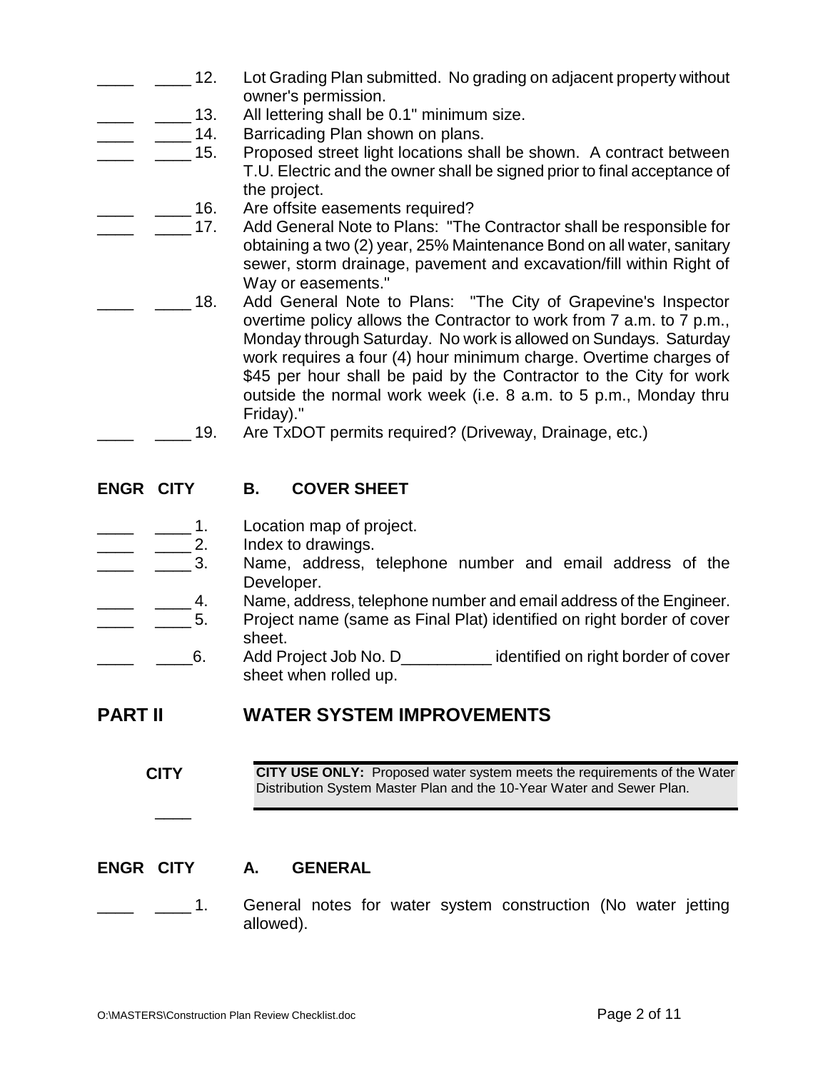____ ____ 12. Lot Grading Plan submitted. No grading on adjacent property without owner's permission.

____ ____ 13. All lettering shall be 0.1" minimum size.

____ ____ 14. Barricading Plan shown on plans.

____ ____ 15. Proposed street light locations shall be shown. A contract between T.U. Electric and the owner shall be signed prior to final acceptance of the project.

____ ____ 16. Are offsite easements required?

____ ____ 17. Add General Note to Plans: "The Contractor shall be responsible for obtaining a two (2) year, 25% Maintenance Bond on all water, sanitary sewer, storm drainage, pavement and excavation/fill within Right of Way or easements."

____ ____ 18. Add General Note to Plans: "The City of Grapevine's Inspector overtime policy allows the Contractor to work from 7 a.m. to 7 p.m., Monday through Saturday. No work is allowed on Sundays. Saturday work requires a four (4) hour minimum charge. Overtime charges of $45 per hour shall be paid by the Contractor to the City for work outside the normal work week (i.e. 8 a.m. to 5 p.m., Monday thru Friday)."

____ ____ 19. Are TxDOT permits required? (Driveway, Drainage, etc.)

**ENGR CITY B. COVER SHEET**

____ ____ 1. Location map of project.

____ ____ 2. Index to drawings.

____ ____ 3. Name, address, telephone number and email address of the Developer.

____ ____ 4. Name, address, telephone number and email address of the Engineer.

____ ____ 5. Project name (same as Final Plat) identified on right border of cover sheet.

____ ____ 6. Add Project Job No. D__________ identified on right border of cover sheet when rolled up.

## PART II WATER SYSTEM IMPROVEMENTS

| CITY | |
|---|---|
| ____ | **CITY USE ONLY:** Proposed water system meets the requirements of the Water Distribution System Master Plan and the 10-Year Water and Sewer Plan. |

**ENGR CITY A. GENERAL**

____ ____ 1. General notes for water system construction (No water jetting allowed).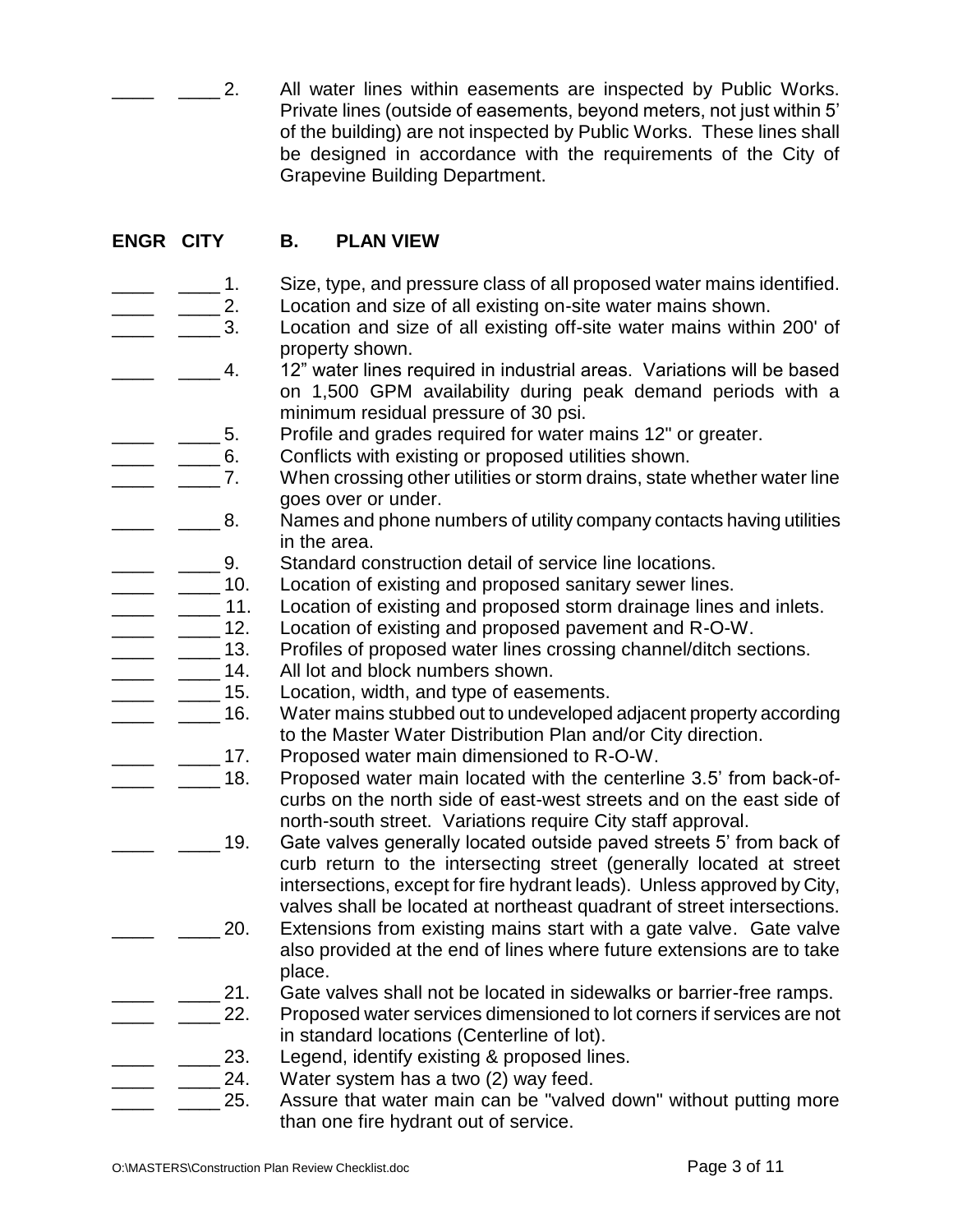____ ____ 2. All water lines within easements are inspected by Public Works. Private lines (outside of easements, beyond meters, not just within 5' of the building) are not inspected by Public Works. These lines shall be designed in accordance with the requirements of the City of Grapevine Building Department.

**ENGR CITY B. PLAN VIEW**

____ ____ 1. Size, type, and pressure class of all proposed water mains identified.

____ ____ 2. Location and size of all existing on-site water mains shown.

____ ____ 3. Location and size of all existing off-site water mains within 200' of property shown.

____ ____ 4. 12" water lines required in industrial areas. Variations will be based on 1,500 GPM availability during peak demand periods with a minimum residual pressure of 30 psi.

____ ____ 5. Profile and grades required for water mains 12" or greater.

____ ____ 6. Conflicts with existing or proposed utilities shown.

____ ____ 7. When crossing other utilities or storm drains, state whether water line goes over or under.

____ ____ 8. Names and phone numbers of utility company contacts having utilities in the area.

____ ____ 9. Standard construction detail of service line locations.

____ ____ 10. Location of existing and proposed sanitary sewer lines.

____ ____ 11. Location of existing and proposed storm drainage lines and inlets.

____ ____ 12. Location of existing and proposed pavement and R-O-W.

____ ____ 13. Profiles of proposed water lines crossing channel/ditch sections.

____ ____ 14. All lot and block numbers shown.

____ ____ 15. Location, width, and type of easements.

____ ____ 16. Water mains stubbed out to undeveloped adjacent property according to the Master Water Distribution Plan and/or City direction.

____ ____ 17. Proposed water main dimensioned to R-O-W.

____ ____ 18. Proposed water main located with the centerline 3.5' from back-of-curbs on the north side of east-west streets and on the east side of north-south street. Variations require City staff approval.

____ ____ 19. Gate valves generally located outside paved streets 5' from back of curb return to the intersecting street (generally located at street intersections, except for fire hydrant leads). Unless approved by City, valves shall be located at northeast quadrant of street intersections.

____ ____ 20. Extensions from existing mains start with a gate valve. Gate valve also provided at the end of lines where future extensions are to take place.

____ ____ 21. Gate valves shall not be located in sidewalks or barrier-free ramps.

____ ____ 22. Proposed water services dimensioned to lot corners if services are not in standard locations (Centerline of lot).

____ ____ 23. Legend, identify existing & proposed lines.

____ ____ 24. Water system has a two (2) way feed.

____ ____ 25. Assure that water main can be "valved down" without putting more than one fire hydrant out of service.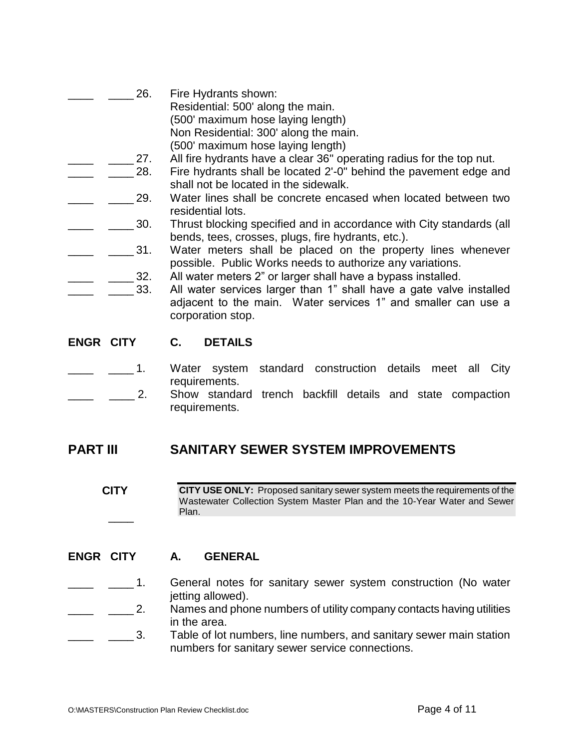____ ____ 26. Fire Hydrants shown:
Residential: 500' along the main.
(500' maximum hose laying length)
Non Residential: 300' along the main.
(500' maximum hose laying length)

____ ____ 27. All fire hydrants have a clear 36" operating radius for the top nut.

____ ____ 28. Fire hydrants shall be located 2'-0" behind the pavement edge and shall not be located in the sidewalk.

____ ____ 29. Water lines shall be concrete encased when located between two residential lots.

____ ____ 30. Thrust blocking specified and in accordance with City standards (all bends, tees, crosses, plugs, fire hydrants, etc.).

____ ____ 31. Water meters shall be placed on the property lines whenever possible. Public Works needs to authorize any variations.

____ ____ 32. All water meters 2" or larger shall have a bypass installed.

____ ____ 33. All water services larger than 1" shall have a gate valve installed adjacent to the main. Water services 1" and smaller can use a corporation stop.

**ENGR CITY C. DETAILS**

____ ____ 1. Water system standard construction details meet all City requirements.

____ ____ 2. Show standard trench backfill details and state compaction requirements.

## PART III SANITARY SEWER SYSTEM IMPROVEMENTS

**CITY**

____ **CITY USE ONLY:** Proposed sanitary sewer system meets the requirements of the Wastewater Collection System Master Plan and the 10-Year Water and Sewer Plan.

**ENGR CITY A. GENERAL**

____ ____ 1. General notes for sanitary sewer system construction (No water jetting allowed).

____ ____ 2. Names and phone numbers of utility company contacts having utilities in the area.

____ ____ 3. Table of lot numbers, line numbers, and sanitary sewer main station numbers for sanitary sewer service connections.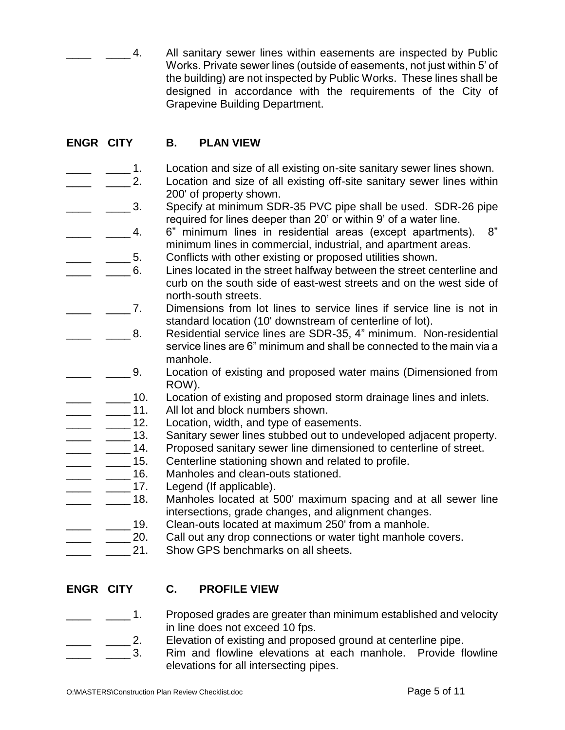\_\_\_\_ \_\_\_\_ 4. All sanitary sewer lines within easements are inspected by Public Works. Private sewer lines (outside of easements, not just within 5' of the building) are not inspected by Public Works. These lines shall be designed in accordance with the requirements of the City of Grapevine Building Department.

**ENGR CITY B. PLAN VIEW**

\_\_\_\_ \_\_\_\_ 1. Location and size of all existing on-site sanitary sewer lines shown.

\_\_\_\_ \_\_\_\_ 2. Location and size of all existing off-site sanitary sewer lines within 200' of property shown.

\_\_\_\_ \_\_\_\_ 3. Specify at minimum SDR-35 PVC pipe shall be used. SDR-26 pipe required for lines deeper than 20' or within 9' of a water line.

\_\_\_\_ \_\_\_\_ 4. 6" minimum lines in residential areas (except apartments). 8" minimum lines in commercial, industrial, and apartment areas.

\_\_\_\_ \_\_\_\_ 5. Conflicts with other existing or proposed utilities shown.

\_\_\_\_ \_\_\_\_ 6. Lines located in the street halfway between the street centerline and curb on the south side of east-west streets and on the west side of north-south streets.

\_\_\_\_ \_\_\_\_ 7. Dimensions from lot lines to service lines if service line is not in standard location (10' downstream of centerline of lot).

\_\_\_\_ \_\_\_\_ 8. Residential service lines are SDR-35, 4" minimum. Non-residential service lines are 6" minimum and shall be connected to the main via a manhole.

\_\_\_\_ \_\_\_\_ 9. Location of existing and proposed water mains (Dimensioned from ROW).

\_\_\_\_ \_\_\_\_ 10. Location of existing and proposed storm drainage lines and inlets.

\_\_\_\_ \_\_\_\_ 11. All lot and block numbers shown.

\_\_\_\_ \_\_\_\_ 12. Location, width, and type of easements.

\_\_\_\_ \_\_\_\_ 13. Sanitary sewer lines stubbed out to undeveloped adjacent property.

\_\_\_\_ \_\_\_\_ 14. Proposed sanitary sewer line dimensioned to centerline of street.

\_\_\_\_ \_\_\_\_ 15. Centerline stationing shown and related to profile.

\_\_\_\_ \_\_\_\_ 16. Manholes and clean-outs stationed.

\_\_\_\_ \_\_\_\_ 17. Legend (If applicable).

\_\_\_\_ \_\_\_\_ 18. Manholes located at 500' maximum spacing and at all sewer line intersections, grade changes, and alignment changes.

\_\_\_\_ \_\_\_\_ 19. Clean-outs located at maximum 250' from a manhole.

\_\_\_\_ \_\_\_\_ 20. Call out any drop connections or water tight manhole covers.

\_\_\_\_ \_\_\_\_ 21. Show GPS benchmarks on all sheets.

**ENGR CITY C. PROFILE VIEW**

\_\_\_\_ \_\_\_\_ 1. Proposed grades are greater than minimum established and velocity in line does not exceed 10 fps.

\_\_\_\_ \_\_\_\_ 2. Elevation of existing and proposed ground at centerline pipe.

\_\_\_\_ \_\_\_\_ 3. Rim and flowline elevations at each manhole. Provide flowline elevations for all intersecting pipes.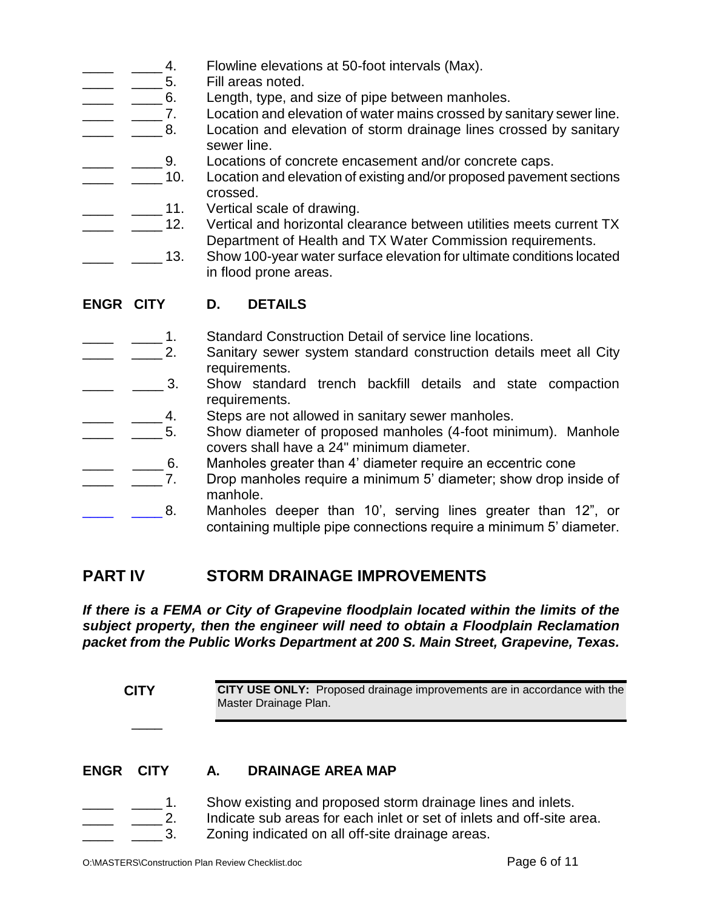____ ____ 4. Flowline elevations at 50-foot intervals (Max).
____ ____ 5. Fill areas noted.
____ ____ 6. Length, type, and size of pipe between manholes.
____ ____ 7. Location and elevation of water mains crossed by sanitary sewer line.
____ ____ 8. Location and elevation of storm drainage lines crossed by sanitary sewer line.
____ ____ 9. Locations of concrete encasement and/or concrete caps.
____ ____ 10. Location and elevation of existing and/or proposed pavement sections crossed.
____ ____ 11. Vertical scale of drawing.
____ ____ 12. Vertical and horizontal clearance between utilities meets current TX Department of Health and TX Water Commission requirements.
____ ____ 13. Show 100-year water surface elevation for ultimate conditions located in flood prone areas.

**ENGR CITY D. DETAILS**

____ ____ 1. Standard Construction Detail of service line locations.
____ ____ 2. Sanitary sewer system standard construction details meet all City requirements.
____ ____ 3. Show standard trench backfill details and state compaction requirements.
____ ____ 4. Steps are not allowed in sanitary sewer manholes.
____ ____ 5. Show diameter of proposed manholes (4-foot minimum). Manhole covers shall have a 24" minimum diameter.
____ ____ 6. Manholes greater than 4' diameter require an eccentric cone
____ ____ 7. Drop manholes require a minimum 5' diameter; show drop inside of manhole.
____ ____ 8. Manholes deeper than 10', serving lines greater than 12", or containing multiple pipe connections require a minimum 5' diameter.

## PART IV STORM DRAINAGE IMPROVEMENTS

***If there is a FEMA or City of Grapevine floodplain located within the limits of the subject property, then the engineer will need to obtain a Floodplain Reclamation packet from the Public Works Department at 200 S. Main Street, Grapevine, Texas.***

**CITY**

____ **CITY USE ONLY:** Proposed drainage improvements are in accordance with the Master Drainage Plan.

**ENGR CITY A. DRAINAGE AREA MAP**

____ ____ 1. Show existing and proposed storm drainage lines and inlets.
____ ____ 2. Indicate sub areas for each inlet or set of inlets and off-site area.
____ ____ 3. Zoning indicated on all off-site drainage areas.

O:\MASTERS\Construction Plan Review Checklist.doc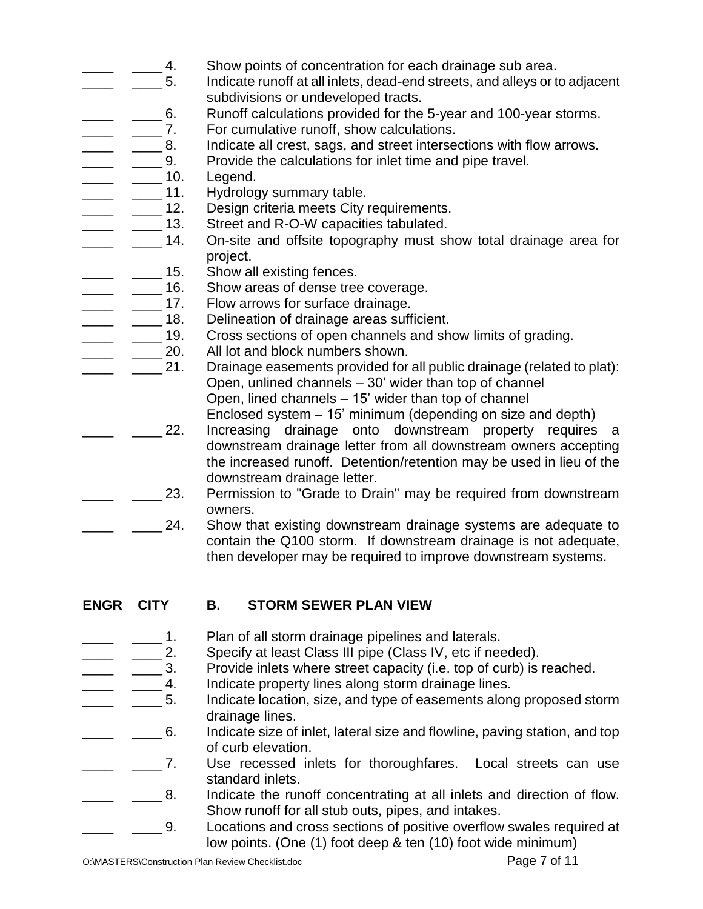____ ____ 4. Show points of concentration for each drainage sub area.

____ ____ 5. Indicate runoff at all inlets, dead-end streets, and alleys or to adjacent subdivisions or undeveloped tracts.

____ ____ 6. Runoff calculations provided for the 5-year and 100-year storms.

____ ____ 7. For cumulative runoff, show calculations.

____ ____ 8. Indicate all crest, sags, and street intersections with flow arrows.

____ ____ 9. Provide the calculations for inlet time and pipe travel.

____ ____ 10. Legend.

____ ____ 11. Hydrology summary table.

____ ____ 12. Design criteria meets City requirements.

____ ____ 13. Street and R-O-W capacities tabulated.

____ ____ 14. On-site and offsite topography must show total drainage area for project.

____ ____ 15. Show all existing fences.

____ ____ 16. Show areas of dense tree coverage.

____ ____ 17. Flow arrows for surface drainage.

____ ____ 18. Delineation of drainage areas sufficient.

____ ____ 19. Cross sections of open channels and show limits of grading.

____ ____ 20. All lot and block numbers shown.

____ ____ 21. Drainage easements provided for all public drainage (related to plat):
Open, unlined channels – 30' wider than top of channel
Open, lined channels – 15' wider than top of channel
Enclosed system – 15' minimum (depending on size and depth)

____ ____ 22. Increasing drainage onto downstream property requires a downstream drainage letter from all downstream owners accepting the increased runoff. Detention/retention may be used in lieu of the downstream drainage letter.

____ ____ 23. Permission to "Grade to Drain" may be required from downstream owners.

____ ____ 24. Show that existing downstream drainage systems are adequate to contain the Q100 storm. If downstream drainage is not adequate, then developer may be required to improve downstream systems.

**ENGR CITY B. STORM SEWER PLAN VIEW**

____ ____ 1. Plan of all storm drainage pipelines and laterals.

____ ____ 2. Specify at least Class III pipe (Class IV, etc if needed).

____ ____ 3. Provide inlets where street capacity (i.e. top of curb) is reached.

____ ____ 4. Indicate property lines along storm drainage lines.

____ ____ 5. Indicate location, size, and type of easements along proposed storm drainage lines.

____ ____ 6. Indicate size of inlet, lateral size and flowline, paving station, and top of curb elevation.

____ ____ 7. Use recessed inlets for thoroughfares. Local streets can use standard inlets.

____ ____ 8. Indicate the runoff concentrating at all inlets and direction of flow. Show runoff for all stub outs, pipes, and intakes.

____ ____ 9. Locations and cross sections of positive overflow swales required at low points. (One (1) foot deep & ten (10) foot wide minimum)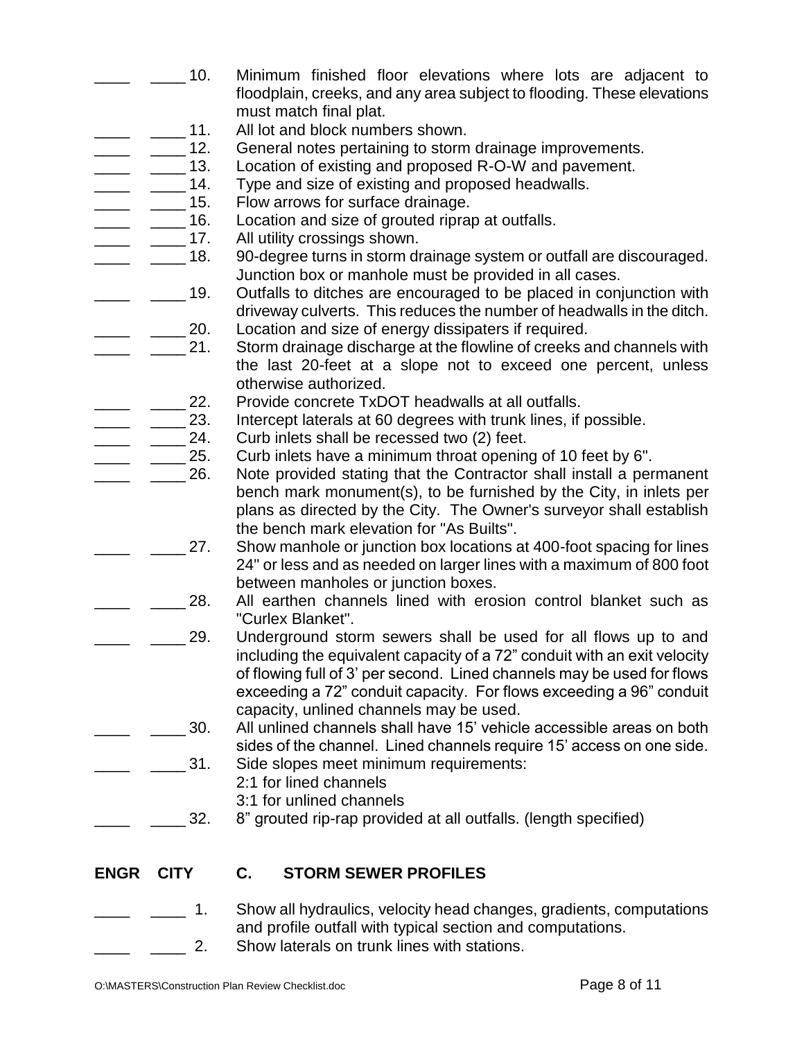____ ____ 10. Minimum finished floor elevations where lots are adjacent to floodplain, creeks, and any area subject to flooding. These elevations must match final plat.

____ ____ 11. All lot and block numbers shown.

____ ____ 12. General notes pertaining to storm drainage improvements.

____ ____ 13. Location of existing and proposed R-O-W and pavement.

____ ____ 14. Type and size of existing and proposed headwalls.

____ ____ 15. Flow arrows for surface drainage.

____ ____ 16. Location and size of grouted riprap at outfalls.

____ ____ 17. All utility crossings shown.

____ ____ 18. 90-degree turns in storm drainage system or outfall are discouraged. Junction box or manhole must be provided in all cases.

____ ____ 19. Outfalls to ditches are encouraged to be placed in conjunction with driveway culverts. This reduces the number of headwalls in the ditch.

____ ____ 20. Location and size of energy dissipaters if required.

____ ____ 21. Storm drainage discharge at the flowline of creeks and channels with the last 20-feet at a slope not to exceed one percent, unless otherwise authorized.

____ ____ 22. Provide concrete TxDOT headwalls at all outfalls.

____ ____ 23. Intercept laterals at 60 degrees with trunk lines, if possible.

____ ____ 24. Curb inlets shall be recessed two (2) feet.

____ ____ 25. Curb inlets have a minimum throat opening of 10 feet by 6".

____ ____ 26. Note provided stating that the Contractor shall install a permanent bench mark monument(s), to be furnished by the City, in inlets per plans as directed by the City. The Owner's surveyor shall establish the bench mark elevation for "As Builts".

____ ____ 27. Show manhole or junction box locations at 400-foot spacing for lines 24" or less and as needed on larger lines with a maximum of 800 foot between manholes or junction boxes.

____ ____ 28. All earthen channels lined with erosion control blanket such as "Curlex Blanket".

____ ____ 29. Underground storm sewers shall be used for all flows up to and including the equivalent capacity of a 72" conduit with an exit velocity of flowing full of 3' per second. Lined channels may be used for flows exceeding a 72" conduit capacity. For flows exceeding a 96" conduit capacity, unlined channels may be used.

____ ____ 30. All unlined channels shall have 15' vehicle accessible areas on both sides of the channel. Lined channels require 15' access on one side.

____ ____ 31. Side slopes meet minimum requirements:
2:1 for lined channels
3:1 for unlined channels

____ ____ 32. 8" grouted rip-rap provided at all outfalls. (length specified)

**ENGR CITY C. STORM SEWER PROFILES**

____ ____ 1. Show all hydraulics, velocity head changes, gradients, computations and profile outfall with typical section and computations.

____ ____ 2. Show laterals on trunk lines with stations.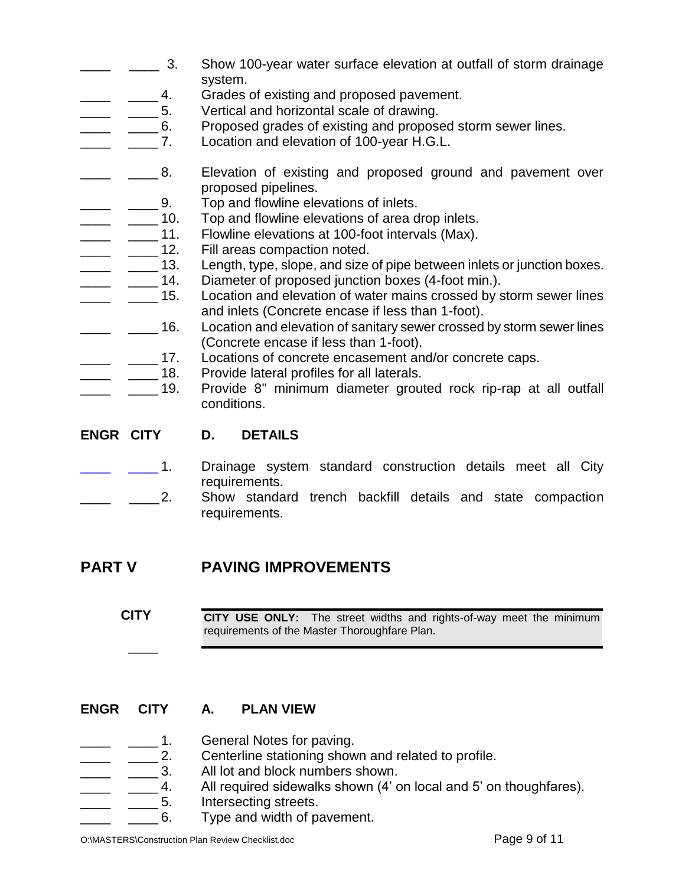| ENGR | CITY | | |
|---|---|---|---|
| ____ | ____ | 3. | Show 100-year water surface elevation at outfall of storm drainage system. |
| ____ | ____ | 4. | Grades of existing and proposed pavement. |
| ____ | ____ | 5. | Vertical and horizontal scale of drawing. |
| ____ | ____ | 6. | Proposed grades of existing and proposed storm sewer lines. |
| ____ | ____ | 7. | Location and elevation of 100-year H.G.L. |
| ____ | ____ | 8. | Elevation of existing and proposed ground and pavement over proposed pipelines. |
| ____ | ____ | 9. | Top and flowline elevations of inlets. |
| ____ | ____ | 10. | Top and flowline elevations of area drop inlets. |
| ____ | ____ | 11. | Flowline elevations at 100-foot intervals (Max). |
| ____ | ____ | 12. | Fill areas compaction noted. |
| ____ | ____ | 13. | Length, type, slope, and size of pipe between inlets or junction boxes. |
| ____ | ____ | 14. | Diameter of proposed junction boxes (4-foot min.). |
| ____ | ____ | 15. | Location and elevation of water mains crossed by storm sewer lines and inlets (Concrete encase if less than 1-foot). |
| ____ | ____ | 16. | Location and elevation of sanitary sewer crossed by storm sewer lines (Concrete encase if less than 1-foot). |
| ____ | ____ | 17. | Locations of concrete encasement and/or concrete caps. |
| ____ | ____ | 18. | Provide lateral profiles for all laterals. |
| ____ | ____ | 19. | Provide 8" minimum diameter grouted rock rip-rap at all outfall conditions. |

| ENGR | CITY | D. | DETAILS |
|---|---|---|---|
| ____ | ____ | 1. | Drainage system standard construction details meet all City requirements. |
| ____ | ____ | 2. | Show standard trench backfill details and state compaction requirements. |

# PART V PAVING IMPROVEMENTS

| CITY | |
|---|---|
| ____ | **CITY USE ONLY:** The street widths and rights-of-way meet the minimum requirements of the Master Thoroughfare Plan. |

| ENGR | CITY | A. | PLAN VIEW |
|---|---|---|---|
| ____ | ____ | 1. | General Notes for paving. |
| ____ | ____ | 2. | Centerline stationing shown and related to profile. |
| ____ | ____ | 3. | All lot and block numbers shown. |
| ____ | ____ | 4. | All required sidewalks shown (4' on local and 5' on thoughfares). |
| ____ | ____ | 5. | Intersecting streets. |
| ____ | ____ | 6. | Type and width of pavement. |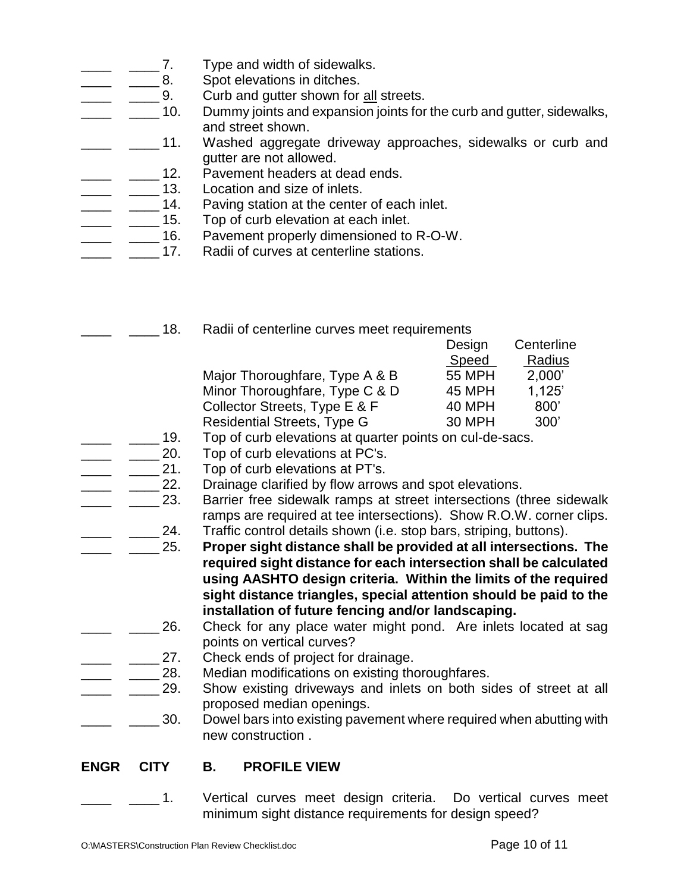| | | | |
|---|---|---|---|
| ____ | ____ | 7. | Type and width of sidewalks. |
| ____ | ____ | 8. | Spot elevations in ditches. |
| ____ | ____ | 9. | Curb and gutter shown for <u>all</u> streets. |
| ____ | ____ | 10. | Dummy joints and expansion joints for the curb and gutter, sidewalks, and street shown. |
| ____ | ____ | 11. | Washed aggregate driveway approaches, sidewalks or curb and gutter are not allowed. |
| ____ | ____ | 12. | Pavement headers at dead ends. |
| ____ | ____ | 13. | Location and size of inlets. |
| ____ | ____ | 14. | Paving station at the center of each inlet. |
| ____ | ____ | 15. | Top of curb elevation at each inlet. |
| ____ | ____ | 16. | Pavement properly dimensioned to R-O-W. |
| ____ | ____ | 17. | Radii of curves at centerline stations. |

____ ____ 18. Radii of centerline curves meet requirements

| | Design Speed | Centerline Radius |
|---|---|---|
| Major Thoroughfare, Type A & B | 55 MPH | 2,000' |
| Minor Thoroughfare, Type C & D | 45 MPH | 1,125' |
| Collector Streets, Type E & F | 40 MPH | 800' |
| Residential Streets, Type G | 30 MPH | 300' |

| | | | |
|---|---|---|---|
| ____ | ____ | 19. | Top of curb elevations at quarter points on cul-de-sacs. |
| ____ | ____ | 20. | Top of curb elevations at PC's. |
| ____ | ____ | 21. | Top of curb elevations at PT's. |
| ____ | ____ | 22. | Drainage clarified by flow arrows and spot elevations. |
| ____ | ____ | 23. | Barrier free sidewalk ramps at street intersections (three sidewalk ramps are required at tee intersections). Show R.O.W. corner clips. |
| ____ | ____ | 24. | Traffic control details shown (i.e. stop bars, striping, buttons). |
| ____ | ____ | 25. | **Proper sight distance shall be provided at all intersections. The required sight distance for each intersection shall be calculated using AASHTO design criteria. Within the limits of the required sight distance triangles, special attention should be paid to the installation of future fencing and/or landscaping.** |
| ____ | ____ | 26. | Check for any place water might pond. Are inlets located at sag points on vertical curves? |
| ____ | ____ | 27. | Check ends of project for drainage. |
| ____ | ____ | 28. | Median modifications on existing thoroughfares. |
| ____ | ____ | 29. | Show existing driveways and inlets on both sides of street at all proposed median openings. |
| ____ | ____ | 30. | Dowel bars into existing pavement where required when abutting with new construction . |

**ENGR CITY B. PROFILE VIEW**

| | | | |
|---|---|---|---|
| ____ | ____ | 1. | Vertical curves meet design criteria. Do vertical curves meet minimum sight distance requirements for design speed? |

O:\MASTERS\Construction Plan Review Checklist.doc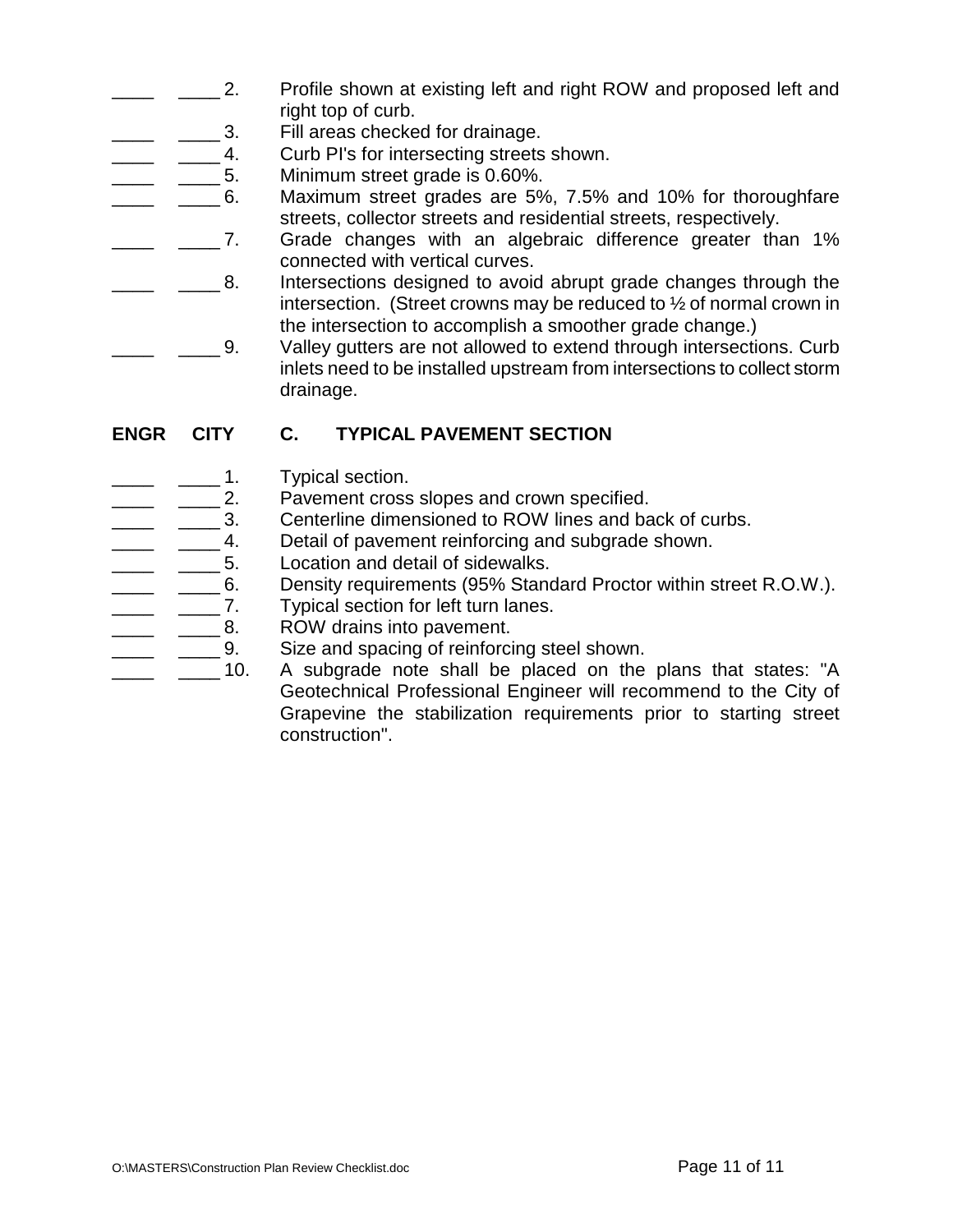____ ____ 2. Profile shown at existing left and right ROW and proposed left and right top of curb.

____ ____ 3. Fill areas checked for drainage.

____ ____ 4. Curb PI's for intersecting streets shown.

____ ____ 5. Minimum street grade is 0.60%.

____ ____ 6. Maximum street grades are 5%, 7.5% and 10% for thoroughfare streets, collector streets and residential streets, respectively.

____ ____ 7. Grade changes with an algebraic difference greater than 1% connected with vertical curves.

____ ____ 8. Intersections designed to avoid abrupt grade changes through the intersection. (Street crowns may be reduced to ½ of normal crown in the intersection to accomplish a smoother grade change.)

____ ____ 9. Valley gutters are not allowed to extend through intersections. Curb inlets need to be installed upstream from intersections to collect storm drainage.

**ENGR CITY C. TYPICAL PAVEMENT SECTION**

____ ____ 1. Typical section.

____ ____ 2. Pavement cross slopes and crown specified.

____ ____ 3. Centerline dimensioned to ROW lines and back of curbs.

____ ____ 4. Detail of pavement reinforcing and subgrade shown.

____ ____ 5. Location and detail of sidewalks.

____ ____ 6. Density requirements (95% Standard Proctor within street R.O.W.).

____ ____ 7. Typical section for left turn lanes.

____ ____ 8. ROW drains into pavement.

____ ____ 9. Size and spacing of reinforcing steel shown.

____ ____ 10. A subgrade note shall be placed on the plans that states: "A Geotechnical Professional Engineer will recommend to the City of Grapevine the stabilization requirements prior to starting street construction".

O:\MASTERS\Construction Plan Review Checklist.doc